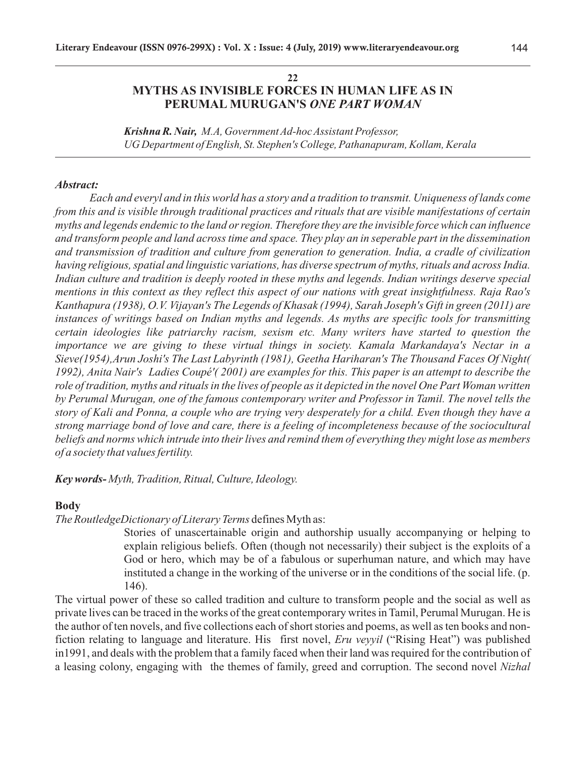22

# MYTHS AS INVISIBLE FORCES IN HUMAN LIFE AS IN PERUMAL MURUGAN'S *ONE PART WOMAN*

***Krishna R. Nair,*** *M.A, Government Ad-hoc Assistant Professor, UG Department of English, St. Stephen's College, Pathanapuram, Kollam, Kerala*

***Abstract:***

*Each and everyl and in this world has a story and a tradition to transmit. Uniqueness of lands come from this and is visible through traditional practices and rituals that are visible manifestations of certain myths and legends endemic to the land or region. Therefore they are the invisible force which can influence and transform people and land across time and space. They play an in seperable part in the dissemination and transmission of tradition and culture from generation to generation. India, a cradle of civilization having religious, spatial and linguistic variations, has diverse spectrum of myths, rituals and across India. Indian culture and tradition is deeply rooted in these myths and legends. Indian writings deserve special mentions in this context as they reflect this aspect of our nations with great insightfulness. Raja Rao's Kanthapura (1938), O.V. Vijayan's The Legends of Khasak (1994), Sarah Joseph's Gift in green (2011) are instances of writings based on Indian myths and legends. As myths are specific tools for transmitting certain ideologies like patriarchy racism, sexism etc. Many writers have started to question the importance we are giving to these virtual things in society. Kamala Markandaya's Nectar in a Sieve(1954),Arun Joshi's The Last Labyrinth (1981), Geetha Hariharan's The Thousand Faces Of Night( 1992), Anita Nair's Ladies Coupé'( 2001) are examples for this. This paper is an attempt to describe the role of tradition, myths and rituals in the lives of people as it depicted in the novel One Part Woman written by Perumal Murugan, one of the famous contemporary writer and Professor in Tamil. The novel tells the story of Kali and Ponna, a couple who are trying very desperately for a child. Even though they have a strong marriage bond of love and care, there is a feeling of incompleteness because of the sociocultural beliefs and norms which intrude into their lives and remind them of everything they might lose as members of a society that values fertility.*

***Key words-*** *Myth, Tradition, Ritual, Culture, Ideology.*

**Body**

*The RoutledgeDictionary of Literary Terms* defines Myth as:

> Stories of unascertainable origin and authorship usually accompanying or helping to explain religious beliefs. Often (though not necessarily) their subject is the exploits of a God or hero, which may be of a fabulous or superhuman nature, and which may have instituted a change in the working of the universe or in the conditions of the social life. (p. 146).

The virtual power of these so called tradition and culture to transform people and the social as well as private lives can be traced in the works of the great contemporary writes in Tamil, Perumal Murugan. He is the author of ten novels, and five collections each of short stories and poems, as well as ten books and non-fiction relating to language and literature. His first novel, *Eru veyyil* ("Rising Heat") was published in1991, and deals with the problem that a family faced when their land was required for the contribution of a leasing colony, engaging with the themes of family, greed and corruption. The second novel *Nizhal*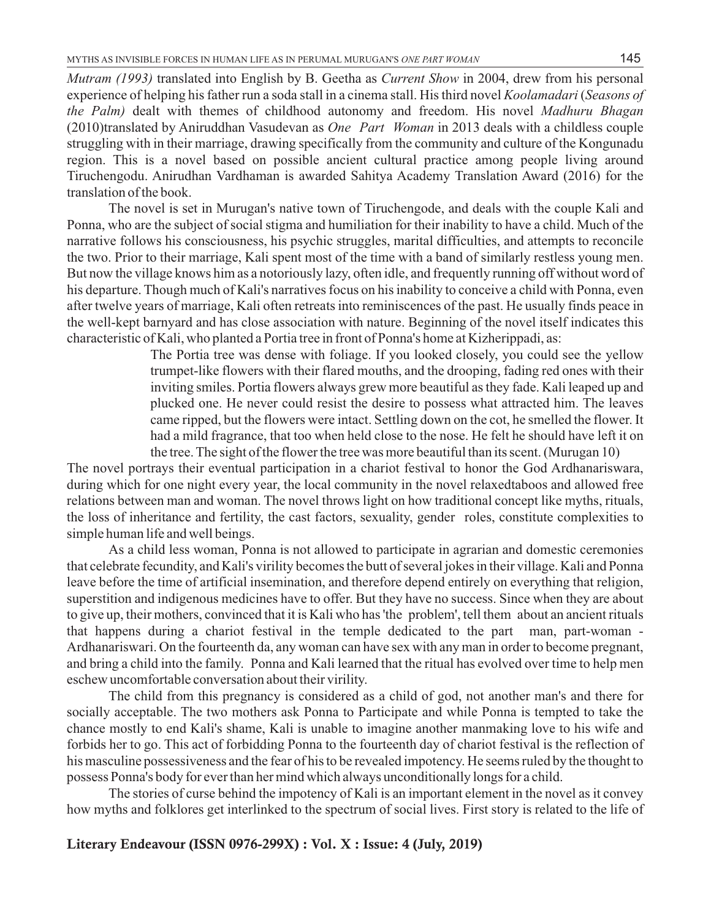*Mutram (1993)* translated into English by B. Geetha as *Current Show* in 2004, drew from his personal experience of helping his father run a soda stall in a cinema stall. His third novel *Koolamadari* (*Seasons of the Palm)* dealt with themes of childhood autonomy and freedom. His novel *Madhuru Bhagan* (2010)translated by Aniruddhan Vasudevan as *One Part Woman* in 2013 deals with a childless couple struggling with in their marriage, drawing specifically from the community and culture of the Kongunadu region. This is a novel based on possible ancient cultural practice among people living around Tiruchengodu. Anirudhan Vardhaman is awarded Sahitya Academy Translation Award (2016) for the translation of the book.

The novel is set in Murugan's native town of Tiruchengode, and deals with the couple Kali and Ponna, who are the subject of social stigma and humiliation for their inability to have a child. Much of the narrative follows his consciousness, his psychic struggles, marital difficulties, and attempts to reconcile the two. Prior to their marriage, Kali spent most of the time with a band of similarly restless young men. But now the village knows him as a notoriously lazy, often idle, and frequently running off without word of his departure. Though much of Kali's narratives focus on his inability to conceive a child with Ponna, even after twelve years of marriage, Kali often retreats into reminiscences of the past. He usually finds peace in the well-kept barnyard and has close association with nature. Beginning of the novel itself indicates this characteristic of Kali, who planted a Portia tree in front of Ponna's home at Kizherippadi, as:

> The Portia tree was dense with foliage. If you looked closely, you could see the yellow trumpet-like flowers with their flared mouths, and the drooping, fading red ones with their inviting smiles. Portia flowers always grew more beautiful as they fade. Kali leaped up and plucked one. He never could resist the desire to possess what attracted him. The leaves came ripped, but the flowers were intact. Settling down on the cot, he smelled the flower. It had a mild fragrance, that too when held close to the nose. He felt he should have left it on the tree. The sight of the flower the tree was more beautiful than its scent. (Murugan 10)

The novel portrays their eventual participation in a chariot festival to honor the God Ardhanariswara, during which for one night every year, the local community in the novel relaxedtaboos and allowed free relations between man and woman. The novel throws light on how traditional concept like myths, rituals, the loss of inheritance and fertility, the cast factors, sexuality, gender roles, constitute complexities to simple human life and well beings.

As a child less woman, Ponna is not allowed to participate in agrarian and domestic ceremonies that celebrate fecundity, and Kali's virility becomes the butt of several jokes in their village. Kali and Ponna leave before the time of artificial insemination, and therefore depend entirely on everything that religion, superstition and indigenous medicines have to offer. But they have no success. Since when they are about to give up, their mothers, convinced that it is Kali who has 'the problem', tell them about an ancient rituals that happens during a chariot festival in the temple dedicated to the part man, part-woman - Ardhanariswari. On the fourteenth da, any woman can have sex with any man in order to become pregnant, and bring a child into the family. Ponna and Kali learned that the ritual has evolved over time to help men eschew uncomfortable conversation about their virility.

The child from this pregnancy is considered as a child of god, not another man's and there for socially acceptable. The two mothers ask Ponna to Participate and while Ponna is tempted to take the chance mostly to end Kali's shame, Kali is unable to imagine another manmaking love to his wife and forbids her to go. This act of forbidding Ponna to the fourteenth day of chariot festival is the reflection of his masculine possessiveness and the fear of his to be revealed impotency. He seems ruled by the thought to possess Ponna's body for ever than her mind which always unconditionally longs for a child.

The stories of curse behind the impotency of Kali is an important element in the novel as it convey how myths and folklores get interlinked to the spectrum of social lives. First story is related to the life of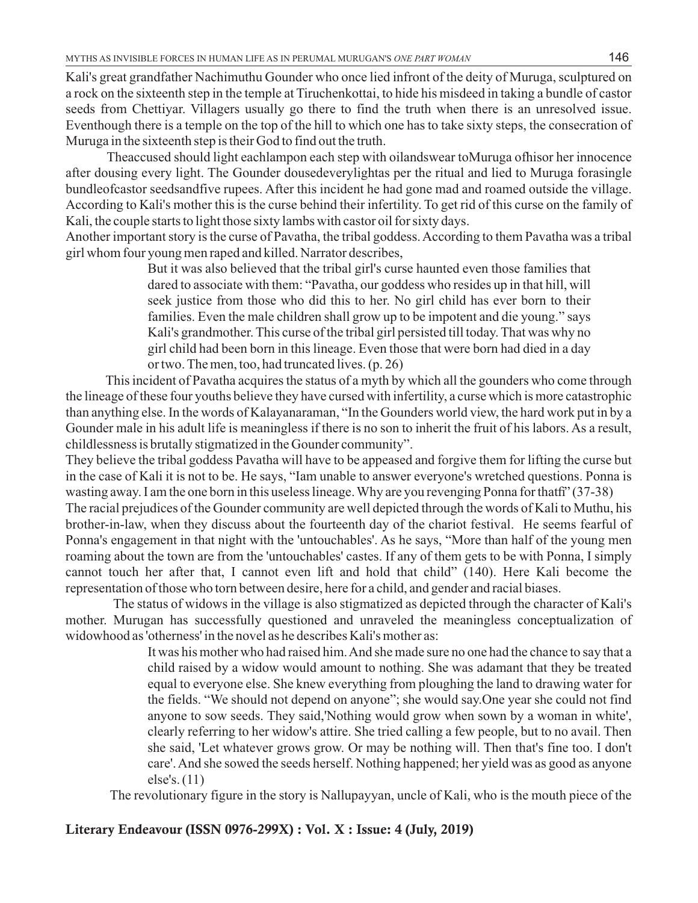Kali's great grandfather Nachimuthu Gounder who once lied infront of the deity of Muruga, sculptured on a rock on the sixteenth step in the temple at Tiruchenkottai, to hide his misdeed in taking a bundle of castor seeds from Chettiyar. Villagers usually go there to find the truth when there is an unresolved issue. Eventhough there is a temple on the top of the hill to which one has to take sixty steps, the consecration of Muruga in the sixteenth step is their God to find out the truth.

Theaccused should light eachlampon each step with oilandswear toMuruga ofhisor her innocence after dousing every light. The Gounder dousedeverylightas per the ritual and lied to Muruga forasingle bundleofcastor seedsandfive rupees. After this incident he had gone mad and roamed outside the village. According to Kali's mother this is the curse behind their infertility. To get rid of this curse on the family of Kali, the couple starts to light those sixty lambs with castor oil for sixty days.

Another important story is the curse of Pavatha, the tribal goddess. According to them Pavatha was a tribal girl whom four young men raped and killed. Narrator describes,

> But it was also believed that the tribal girl's curse haunted even those families that dared to associate with them: "Pavatha, our goddess who resides up in that hill, will seek justice from those who did this to her. No girl child has ever born to their families. Even the male children shall grow up to be impotent and die young." says Kali's grandmother. This curse of the tribal girl persisted till today. That was why no girl child had been born in this lineage. Even those that were born had died in a day or two. The men, too, had truncated lives. (p. 26)

This incident of Pavatha acquires the status of a myth by which all the gounders who come through the lineage of these four youths believe they have cursed with infertility, a curse which is more catastrophic than anything else. In the words of Kalayanaraman, "In the Gounders world view, the hard work put in by a Gounder male in his adult life is meaningless if there is no son to inherit the fruit of his labors. As a result, childlessness is brutally stigmatized in the Gounder community".

They believe the tribal goddess Pavatha will have to be appeased and forgive them for lifting the curse but in the case of Kali it is not to be. He says, "Iam unable to answer everyone's wretched questions. Ponna is wasting away. I am the one born in this useless lineage. Why are you revenging Ponna for thatfi" (37-38)

The racial prejudices of the Gounder community are well depicted through the words of Kali to Muthu, his brother-in-law, when they discuss about the fourteenth day of the chariot festival. He seems fearful of Ponna's engagement in that night with the 'untouchables'. As he says, "More than half of the young men roaming about the town are from the 'untouchables' castes. If any of them gets to be with Ponna, I simply cannot touch her after that, I cannot even lift and hold that child" (140). Here Kali become the representation of those who torn between desire, here for a child, and gender and racial biases.

The status of widows in the village is also stigmatized as depicted through the character of Kali's mother. Murugan has successfully questioned and unraveled the meaningless conceptualization of widowhood as 'otherness' in the novel as he describes Kali's mother as:

> It was his mother who had raised him. And she made sure no one had the chance to say that a child raised by a widow would amount to nothing. She was adamant that they be treated equal to everyone else. She knew everything from ploughing the land to drawing water for the fields. "We should not depend on anyone"; she would say.One year she could not find anyone to sow seeds. They said,'Nothing would grow when sown by a woman in white', clearly referring to her widow's attire. She tried calling a few people, but to no avail. Then she said, 'Let whatever grows grow. Or may be nothing will. Then that's fine too. I don't care'. And she sowed the seeds herself. Nothing happened; her yield was as good as anyone else's. (11)

The revolutionary figure in the story is Nallupayyan, uncle of Kali, who is the mouth piece of the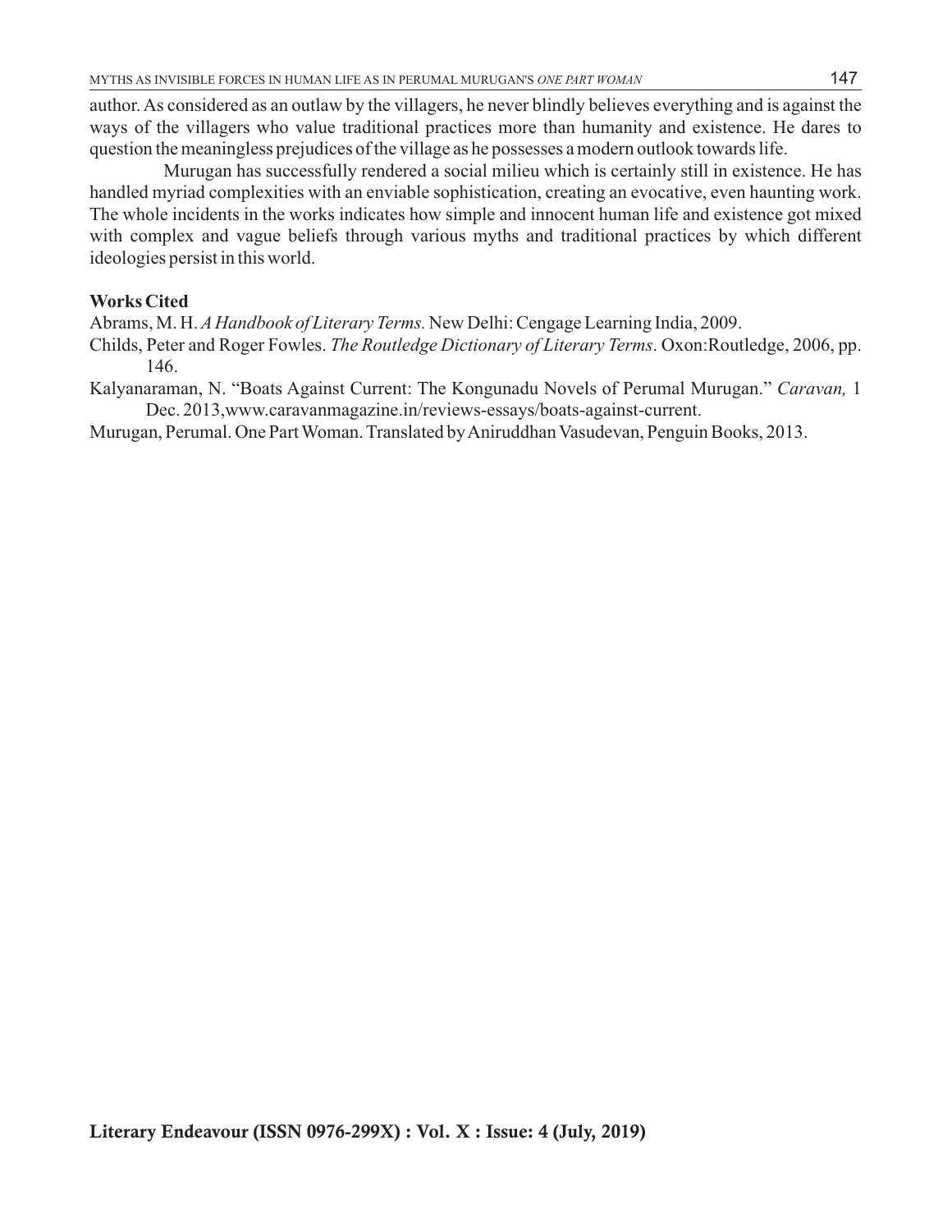author. As considered as an outlaw by the villagers, he never blindly believes everything and is against the ways of the villagers who value traditional practices more than humanity and existence. He dares to question the meaningless prejudices of the village as he possesses a modern outlook towards life.

Murugan has successfully rendered a social milieu which is certainly still in existence. He has handled myriad complexities with an enviable sophistication, creating an evocative, even haunting work. The whole incidents in the works indicates how simple and innocent human life and existence got mixed with complex and vague beliefs through various myths and traditional practices by which different ideologies persist in this world.

**Works Cited**

Abrams, M. H. *A Handbook of Literary Terms.* New Delhi: Cengage Learning India, 2009.

Childs, Peter and Roger Fowles. *The Routledge Dictionary of Literary Terms*. Oxon:Routledge, 2006, pp. 146.

Kalyanaraman, N. "Boats Against Current: The Kongunadu Novels of Perumal Murugan." *Caravan,* 1 Dec. 2013,www.caravanmagazine.in/reviews-essays/boats-against-current.

Murugan, Perumal. One Part Woman. Translated by Aniruddhan Vasudevan, Penguin Books, 2013.